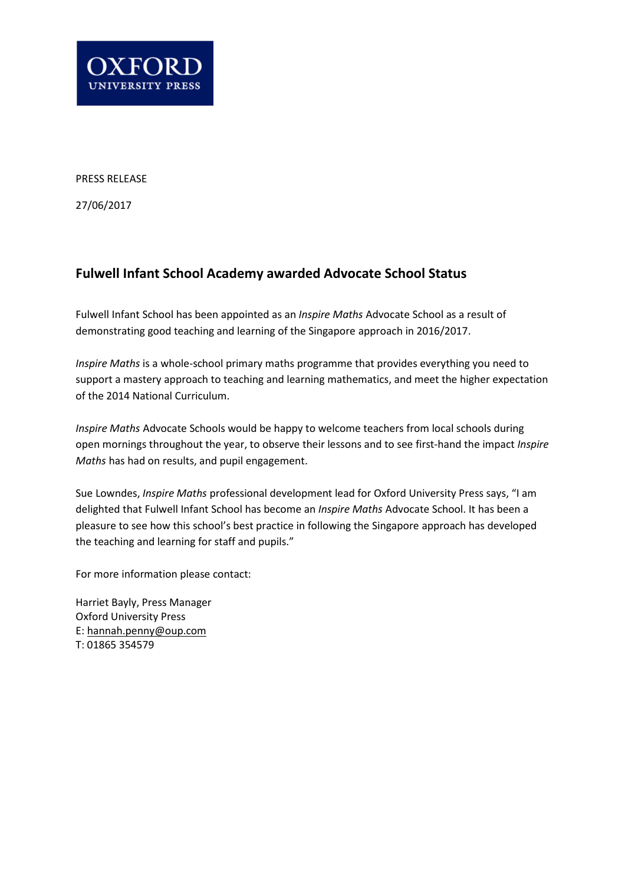OXFORD
UNIVERSITY PRESS

PRESS RELEASE

27/06/2017

## Fulwell Infant School Academy awarded Advocate School Status

Fulwell Infant School has been appointed as an *Inspire Maths* Advocate School as a result of demonstrating good teaching and learning of the Singapore approach in 2016/2017.

*Inspire Maths* is a whole-school primary maths programme that provides everything you need to support a mastery approach to teaching and learning mathematics, and meet the higher expectation of the 2014 National Curriculum.

*Inspire Maths* Advocate Schools would be happy to welcome teachers from local schools during open mornings throughout the year, to observe their lessons and to see first-hand the impact *Inspire Maths* has had on results, and pupil engagement.

Sue Lowndes, *Inspire Maths* professional development lead for Oxford University Press says, "I am delighted that Fulwell Infant School has become an *Inspire Maths* Advocate School. It has been a pleasure to see how this school's best practice in following the Singapore approach has developed the teaching and learning for staff and pupils."

For more information please contact:

Harriet Bayly, Press Manager
Oxford University Press
E: hannah.penny@oup.com
T: 01865 354579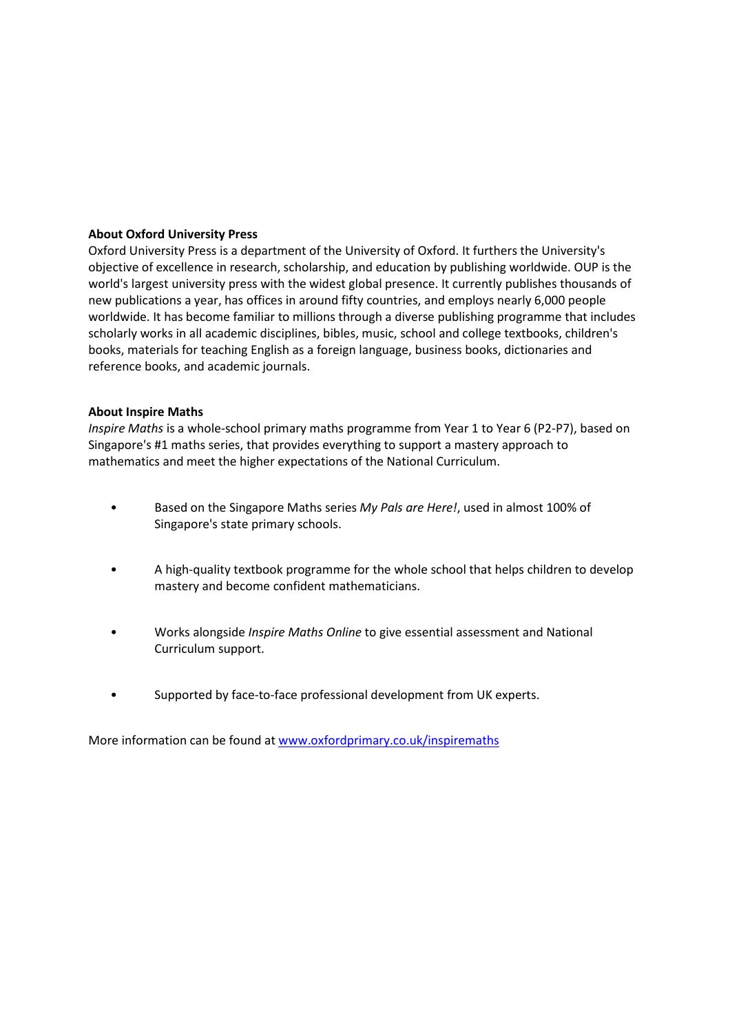**About Oxford University Press**

Oxford University Press is a department of the University of Oxford. It furthers the University's objective of excellence in research, scholarship, and education by publishing worldwide. OUP is the world's largest university press with the widest global presence. It currently publishes thousands of new publications a year, has offices in around fifty countries, and employs nearly 6,000 people worldwide. It has become familiar to millions through a diverse publishing programme that includes scholarly works in all academic disciplines, bibles, music, school and college textbooks, children's books, materials for teaching English as a foreign language, business books, dictionaries and reference books, and academic journals.

**About Inspire Maths**

*Inspire Maths* is a whole-school primary maths programme from Year 1 to Year 6 (P2-P7), based on Singapore's #1 maths series, that provides everything to support a mastery approach to mathematics and meet the higher expectations of the National Curriculum.

- Based on the Singapore Maths series *My Pals are Here!*, used in almost 100% of Singapore's state primary schools.
- A high-quality textbook programme for the whole school that helps children to develop mastery and become confident mathematicians.
- Works alongside *Inspire Maths Online* to give essential assessment and National Curriculum support.
- Supported by face-to-face professional development from UK experts.

More information can be found at [www.oxfordprimary.co.uk/inspiremaths](http://www.oxfordprimary.co.uk/inspiremaths)